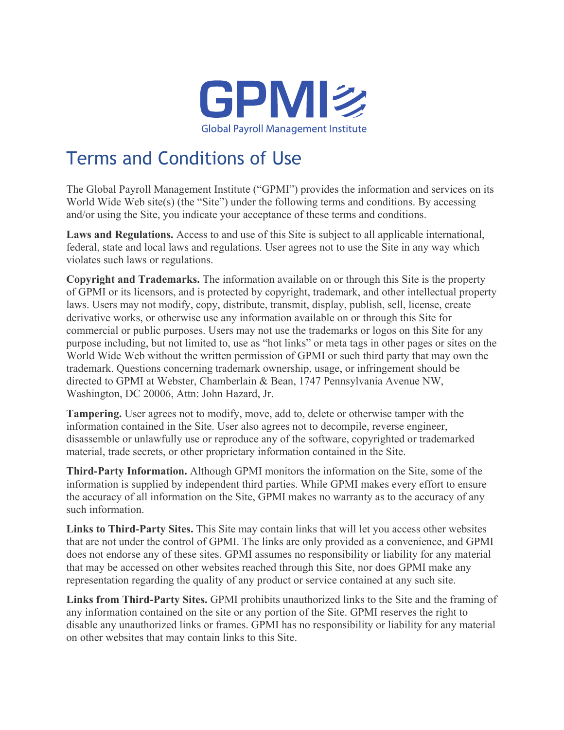GPMI

Global Payroll Management Institute

# Terms and Conditions of Use

The Global Payroll Management Institute ("GPMI") provides the information and services on its World Wide Web site(s) (the "Site") under the following terms and conditions. By accessing and/or using the Site, you indicate your acceptance of these terms and conditions.

**Laws and Regulations.** Access to and use of this Site is subject to all applicable international, federal, state and local laws and regulations. User agrees not to use the Site in any way which violates such laws or regulations.

**Copyright and Trademarks.** The information available on or through this Site is the property of GPMI or its licensors, and is protected by copyright, trademark, and other intellectual property laws. Users may not modify, copy, distribute, transmit, display, publish, sell, license, create derivative works, or otherwise use any information available on or through this Site for commercial or public purposes. Users may not use the trademarks or logos on this Site for any purpose including, but not limited to, use as "hot links" or meta tags in other pages or sites on the World Wide Web without the written permission of GPMI or such third party that may own the trademark. Questions concerning trademark ownership, usage, or infringement should be directed to GPMI at Webster, Chamberlain & Bean, 1747 Pennsylvania Avenue NW, Washington, DC 20006, Attn: John Hazard, Jr.

**Tampering.** User agrees not to modify, move, add to, delete or otherwise tamper with the information contained in the Site. User also agrees not to decompile, reverse engineer, disassemble or unlawfully use or reproduce any of the software, copyrighted or trademarked material, trade secrets, or other proprietary information contained in the Site.

**Third-Party Information.** Although GPMI monitors the information on the Site, some of the information is supplied by independent third parties. While GPMI makes every effort to ensure the accuracy of all information on the Site, GPMI makes no warranty as to the accuracy of any such information.

**Links to Third-Party Sites.** This Site may contain links that will let you access other websites that are not under the control of GPMI. The links are only provided as a convenience, and GPMI does not endorse any of these sites. GPMI assumes no responsibility or liability for any material that may be accessed on other websites reached through this Site, nor does GPMI make any representation regarding the quality of any product or service contained at any such site.

**Links from Third-Party Sites.** GPMI prohibits unauthorized links to the Site and the framing of any information contained on the site or any portion of the Site. GPMI reserves the right to disable any unauthorized links or frames. GPMI has no responsibility or liability for any material on other websites that may contain links to this Site.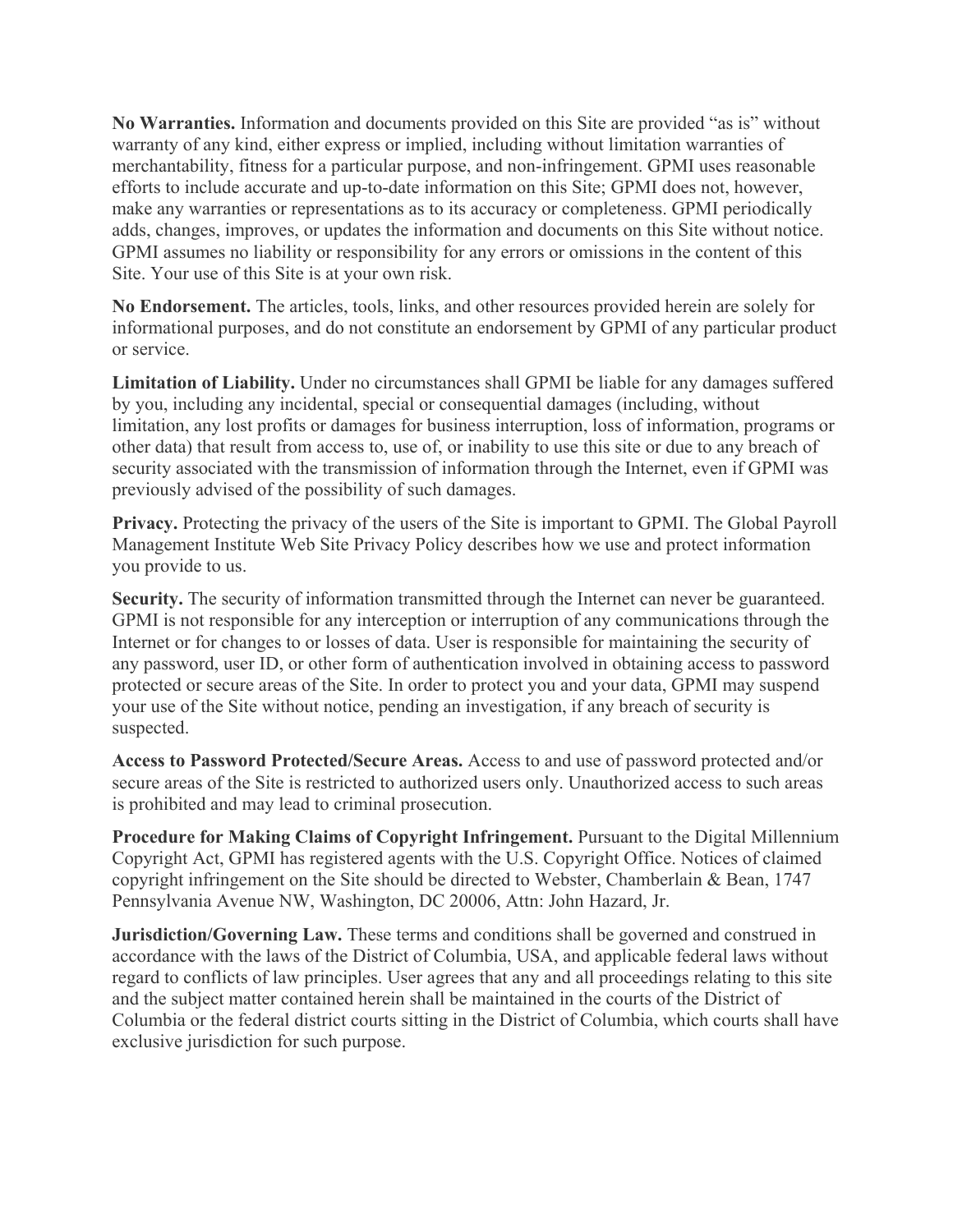**No Warranties.** Information and documents provided on this Site are provided "as is" without warranty of any kind, either express or implied, including without limitation warranties of merchantability, fitness for a particular purpose, and non-infringement. GPMI uses reasonable efforts to include accurate and up-to-date information on this Site; GPMI does not, however, make any warranties or representations as to its accuracy or completeness. GPMI periodically adds, changes, improves, or updates the information and documents on this Site without notice. GPMI assumes no liability or responsibility for any errors or omissions in the content of this Site. Your use of this Site is at your own risk.

**No Endorsement.** The articles, tools, links, and other resources provided herein are solely for informational purposes, and do not constitute an endorsement by GPMI of any particular product or service.

**Limitation of Liability.** Under no circumstances shall GPMI be liable for any damages suffered by you, including any incidental, special or consequential damages (including, without limitation, any lost profits or damages for business interruption, loss of information, programs or other data) that result from access to, use of, or inability to use this site or due to any breach of security associated with the transmission of information through the Internet, even if GPMI was previously advised of the possibility of such damages.

**Privacy.** Protecting the privacy of the users of the Site is important to GPMI. The Global Payroll Management Institute Web Site Privacy Policy describes how we use and protect information you provide to us.

**Security.** The security of information transmitted through the Internet can never be guaranteed. GPMI is not responsible for any interception or interruption of any communications through the Internet or for changes to or losses of data. User is responsible for maintaining the security of any password, user ID, or other form of authentication involved in obtaining access to password protected or secure areas of the Site. In order to protect you and your data, GPMI may suspend your use of the Site without notice, pending an investigation, if any breach of security is suspected.

**Access to Password Protected/Secure Areas.** Access to and use of password protected and/or secure areas of the Site is restricted to authorized users only. Unauthorized access to such areas is prohibited and may lead to criminal prosecution.

**Procedure for Making Claims of Copyright Infringement.** Pursuant to the Digital Millennium Copyright Act, GPMI has registered agents with the U.S. Copyright Office. Notices of claimed copyright infringement on the Site should be directed to Webster, Chamberlain & Bean, 1747 Pennsylvania Avenue NW, Washington, DC 20006, Attn: John Hazard, Jr.

**Jurisdiction/Governing Law.** These terms and conditions shall be governed and construed in accordance with the laws of the District of Columbia, USA, and applicable federal laws without regard to conflicts of law principles. User agrees that any and all proceedings relating to this site and the subject matter contained herein shall be maintained in the courts of the District of Columbia or the federal district courts sitting in the District of Columbia, which courts shall have exclusive jurisdiction for such purpose.